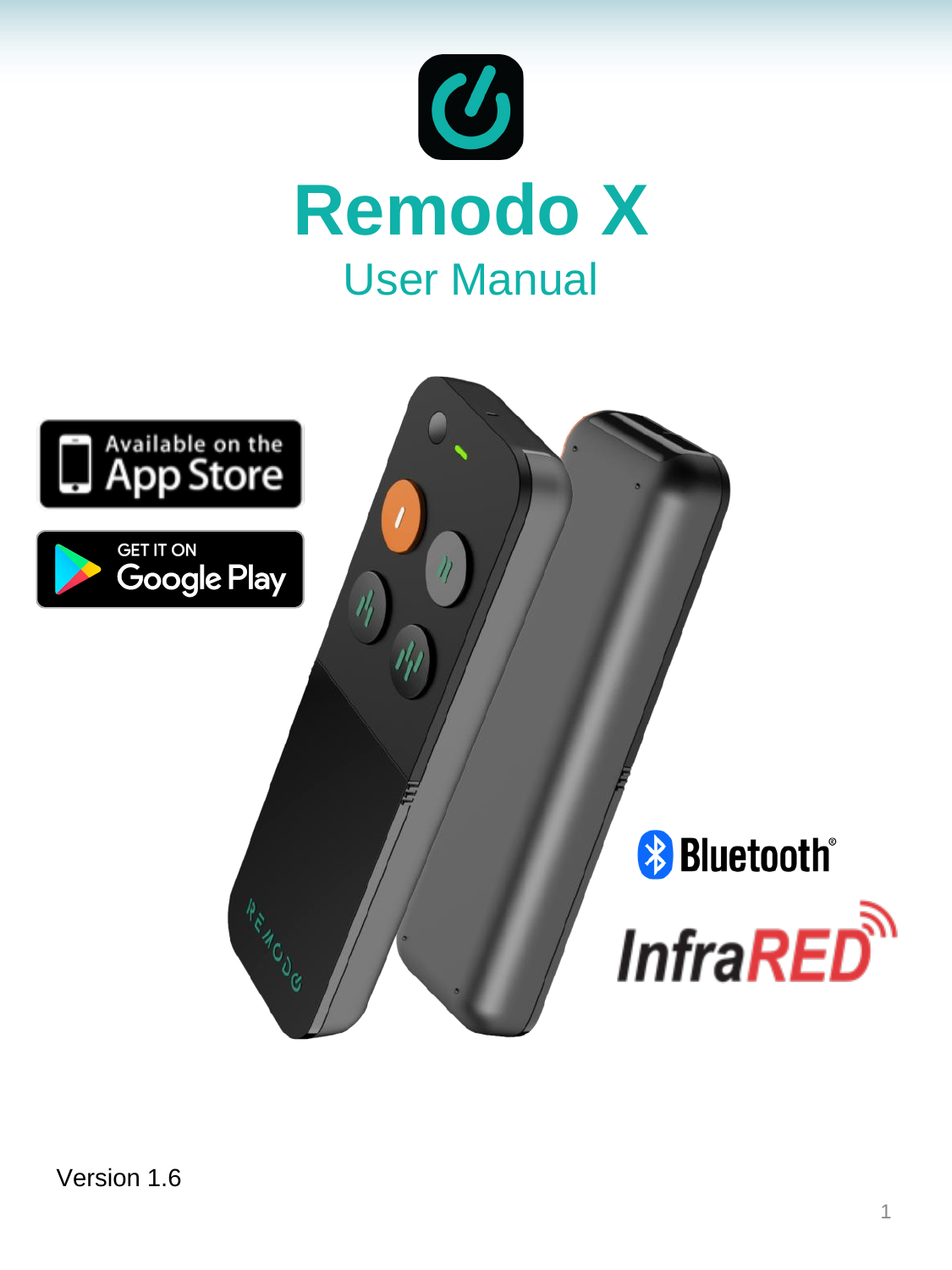# Remodo X

## User Manual

Available on the App Store

GET IT ON Google Play

Bluetooth®

InfraRED

Version 1.6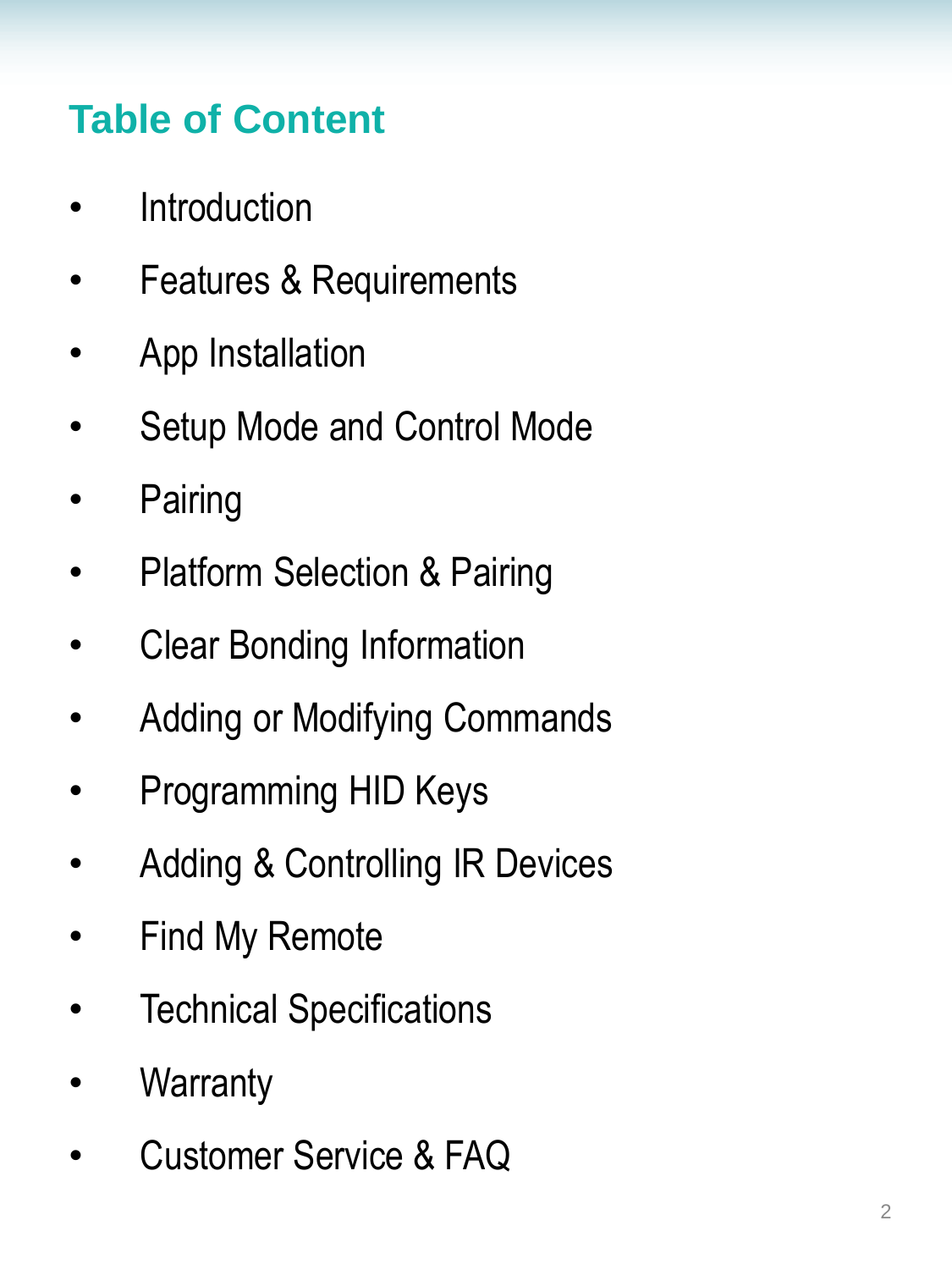## Table of Content

- Introduction
- Features & Requirements
- App Installation
- Setup Mode and Control Mode
- Pairing
- Platform Selection & Pairing
- Clear Bonding Information
- Adding or Modifying Commands
- Programming HID Keys
- Adding & Controlling IR Devices
- Find My Remote
- Technical Specifications
- Warranty
- Customer Service & FAQ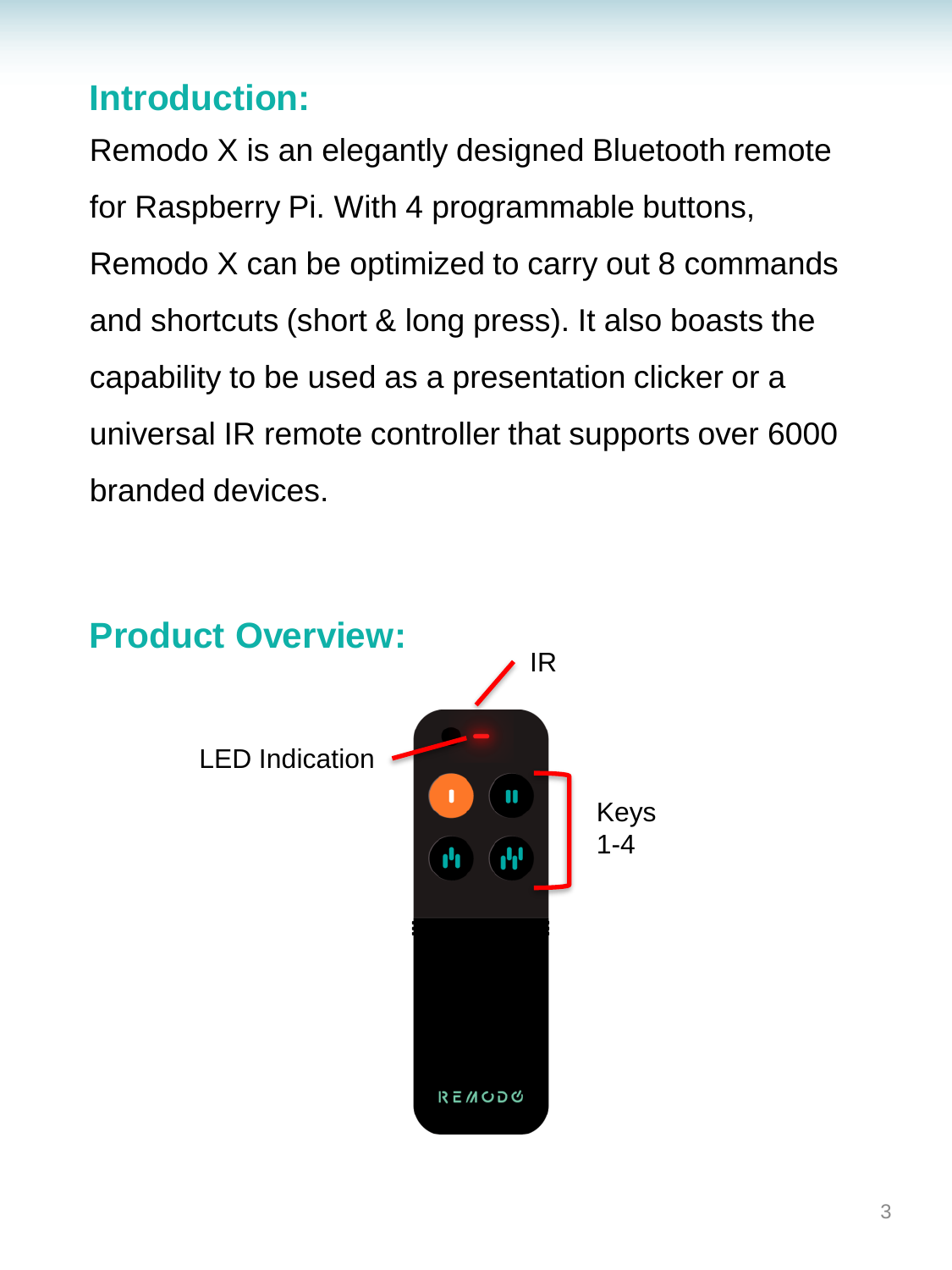## Introduction:

Remodo X is an elegantly designed Bluetooth remote for Raspberry Pi. With 4 programmable buttons, Remodo X can be optimized to carry out 8 commands and shortcuts (short & long press). It also boasts the capability to be used as a presentation clicker or a universal IR remote controller that supports over 6000 branded devices.

## Product Overview:

IR

LED Indication

Keys 1-4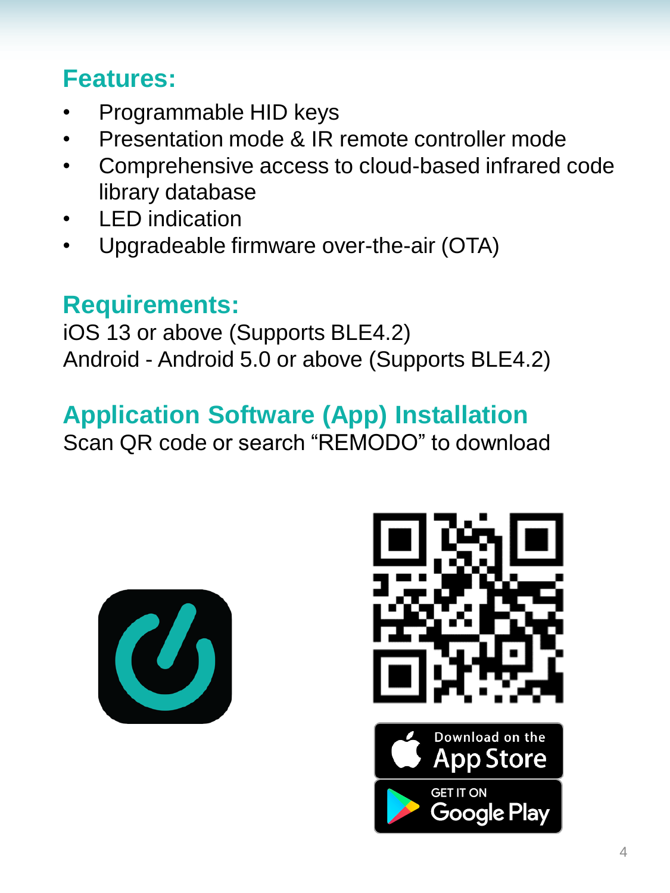## Features:

- Programmable HID keys
- Presentation mode & IR remote controller mode
- Comprehensive access to cloud-based infrared code library database
- LED indication
- Upgradeable firmware over-the-air (OTA)

## Requirements:

iOS 13 or above (Supports BLE4.2)
Android - Android 5.0 or above (Supports BLE4.2)

## Application Software (App) Installation

Scan QR code or search “REMODO” to download

Download on the App Store

GET IT ON Google Play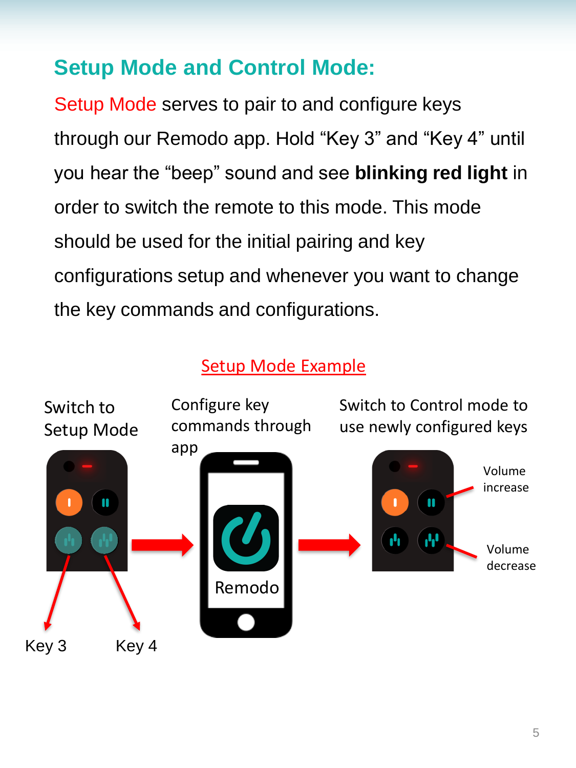## Setup Mode and Control Mode:

Setup Mode serves to pair to and configure keys through our Remodo app. Hold “Key 3” and “Key 4” until you hear the “beep” sound and see **blinking red light** in order to switch the remote to this mode. This mode should be used for the initial pairing and key configurations setup and whenever you want to change the key commands and configurations.

Setup Mode Example

Switch to Setup Mode

Configure key commands through app

Switch to Control mode to use newly configured keys

Remodo

Volume increase

Volume decrease

Key 3

Key 4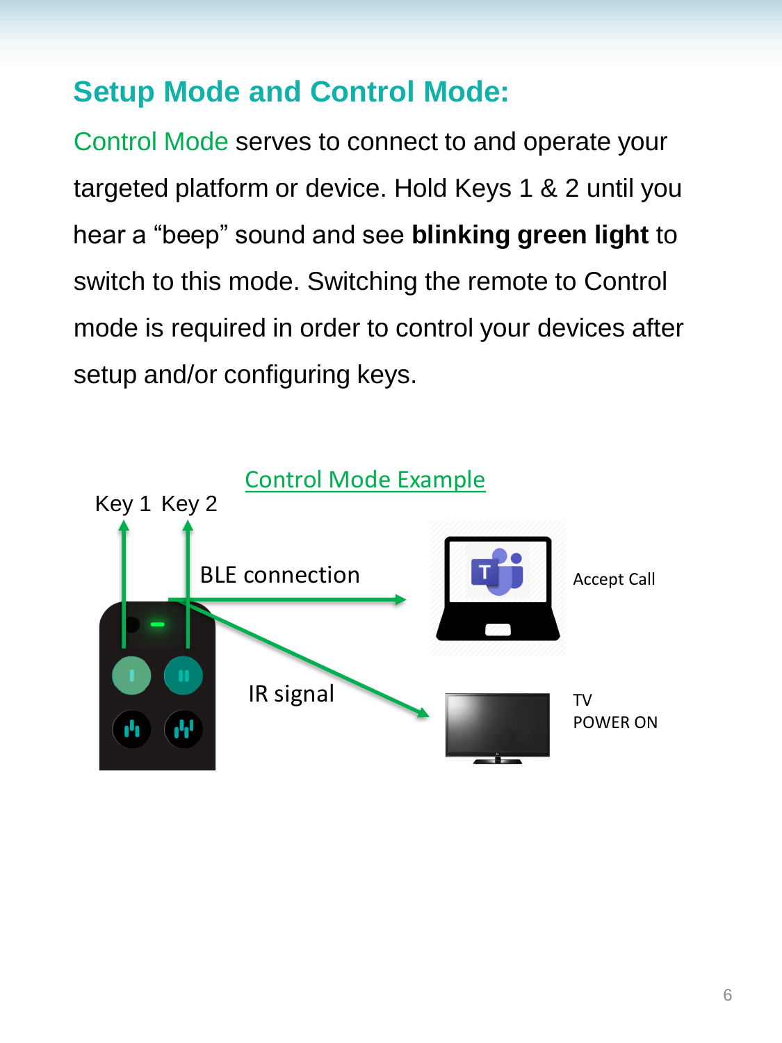## Setup Mode and Control Mode:

Control Mode serves to connect to and operate your targeted platform or device. Hold Keys 1 & 2 until you hear a “beep” sound and see **blinking green light** to switch to this mode. Switching the remote to Control mode is required in order to control your devices after setup and/or configuring keys.

Control Mode Example

Key 1 Key 2

BLE connection

Accept Call

IR signal

TV
POWER ON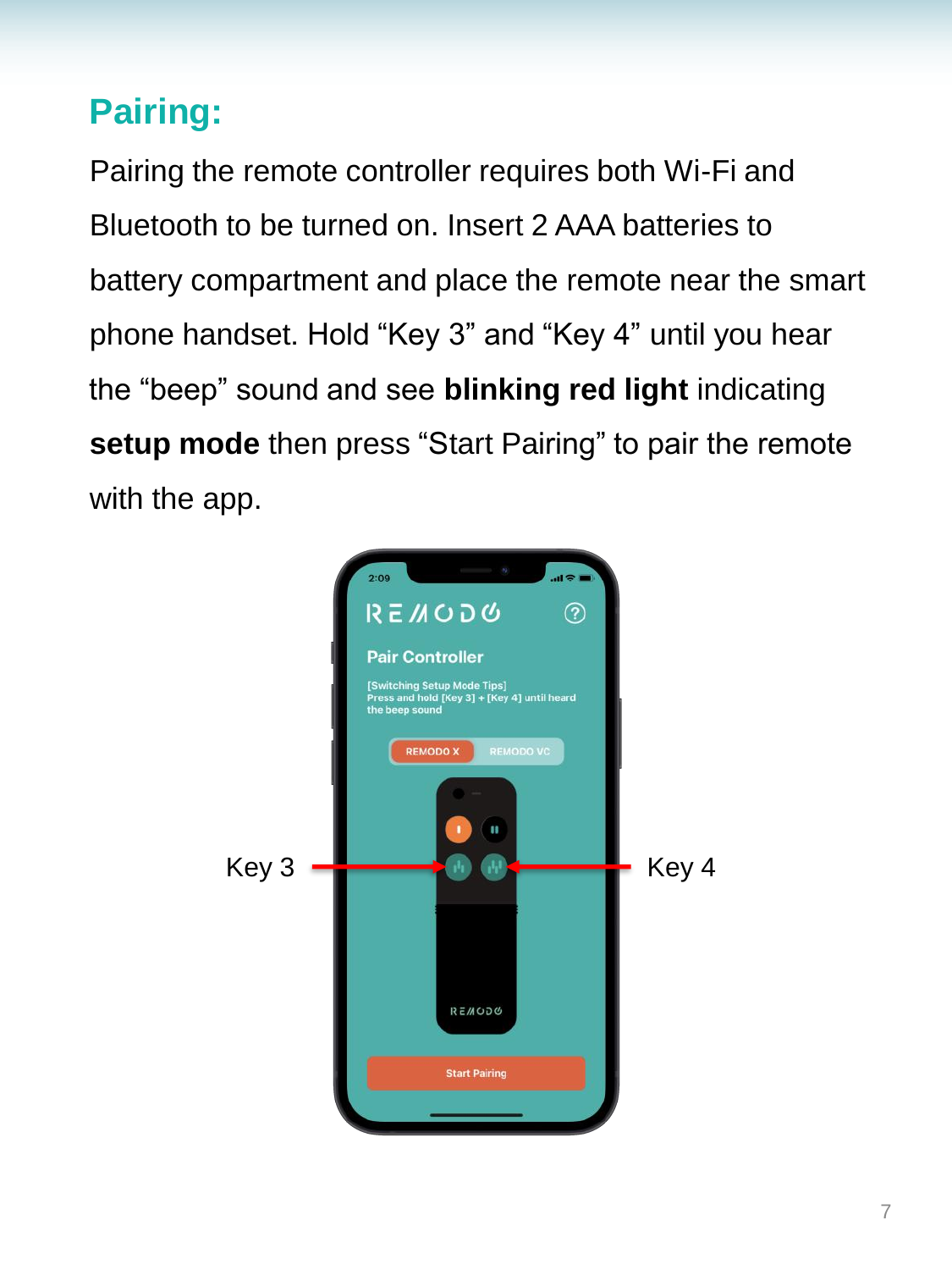## Pairing:

Pairing the remote controller requires both Wi-Fi and Bluetooth to be turned on. Insert 2 AAA batteries to battery compartment and place the remote near the smart phone handset. Hold “Key 3” and “Key 4” until you hear the “beep” sound and see **blinking red light** indicating **setup mode** then press “Start Pairing” to pair the remote with the app.

Key 3

Key 4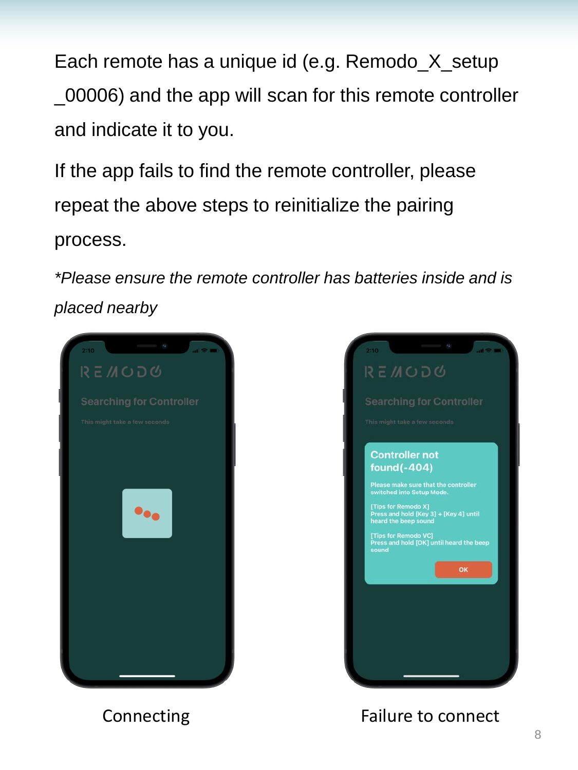Each remote has a unique id (e.g. Remodo_X_setup _00006) and the app will scan for this remote controller and indicate it to you.

If the app fails to find the remote controller, please repeat the above steps to reinitialize the pairing process.

*\*Please ensure the remote controller has batteries inside and is placed nearby*

Connecting

Failure to connect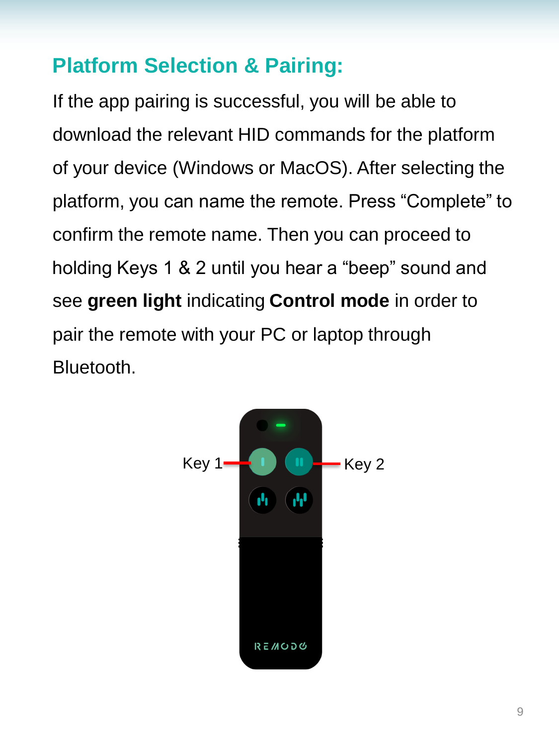## Platform Selection & Pairing:

If the app pairing is successful, you will be able to download the relevant HID commands for the platform of your device (Windows or MacOS). After selecting the platform, you can name the remote. Press “Complete” to confirm the remote name. Then you can proceed to holding Keys 1 & 2 until you hear a “beep” sound and see **green light** indicating **Control mode** in order to pair the remote with your PC or laptop through Bluetooth.

Key 1

Key 2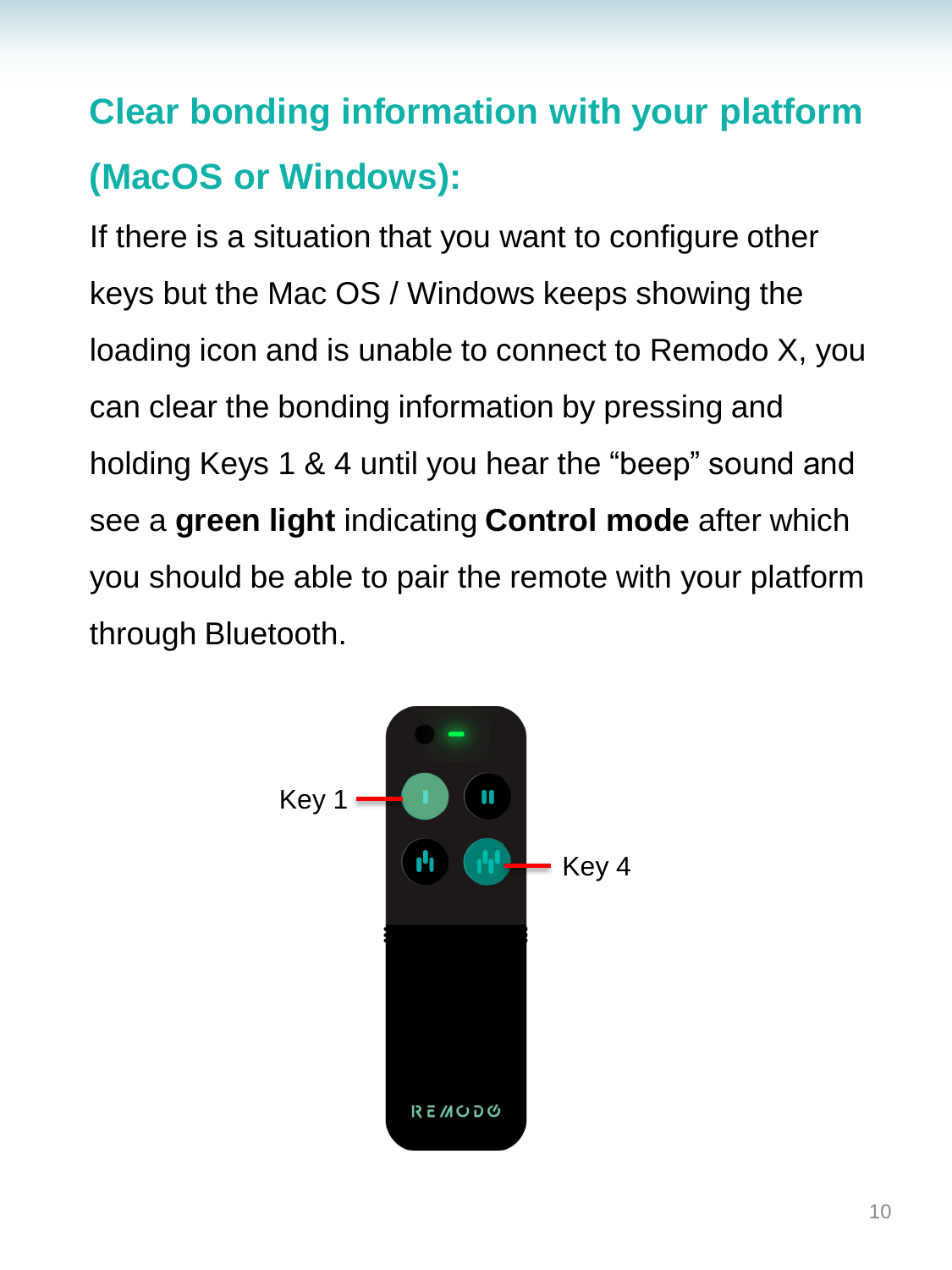## Clear bonding information with your platform (MacOS or Windows):

If there is a situation that you want to configure other keys but the Mac OS / Windows keeps showing the loading icon and is unable to connect to Remodo X, you can clear the bonding information by pressing and holding Keys 1 & 4 until you hear the “beep” sound and see a **green light** indicating **Control mode** after which you should be able to pair the remote with your platform through Bluetooth.

Key 1

Key 4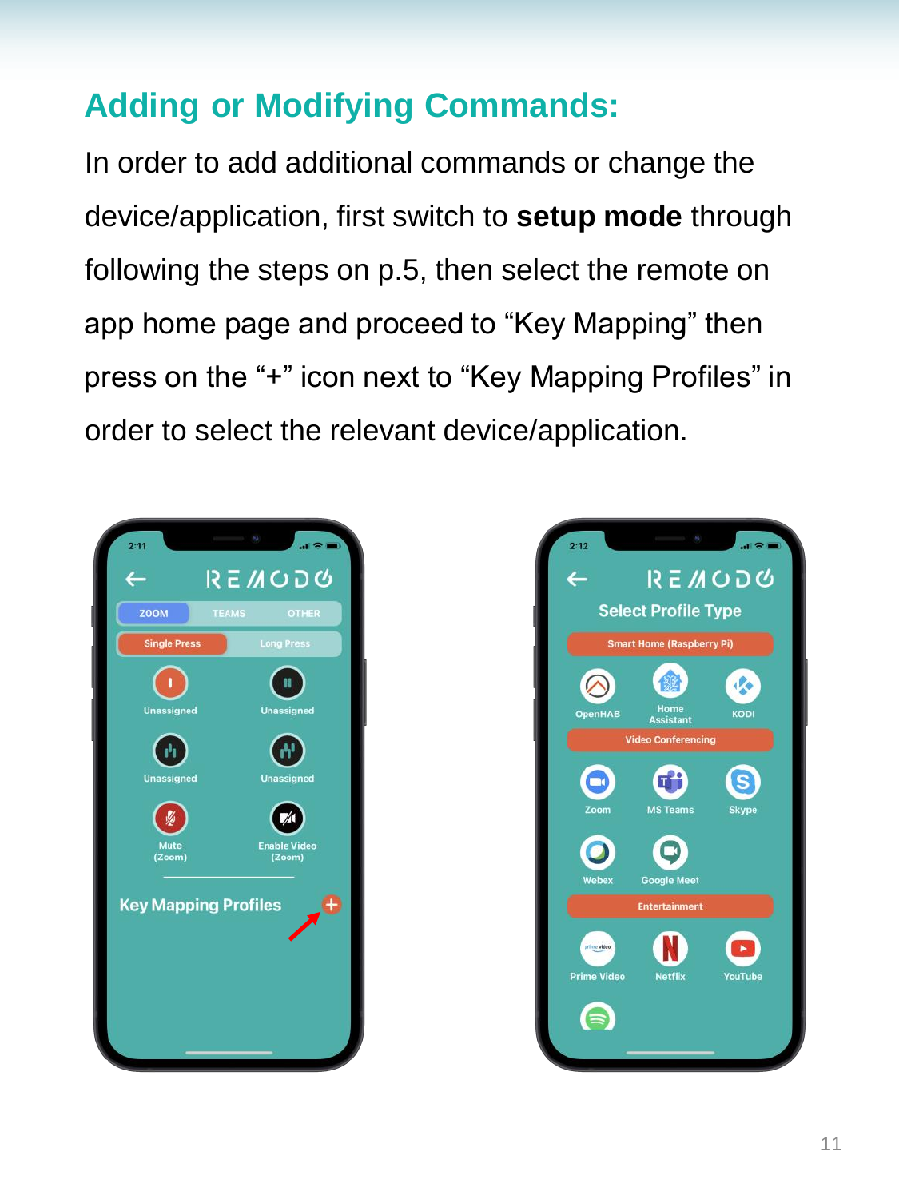## Adding or Modifying Commands:

In order to add additional commands or change the device/application, first switch to **setup mode** through following the steps on p.5, then select the remote on app home page and proceed to “Key Mapping” then press on the “+” icon next to “Key Mapping Profiles” in order to select the relevant device/application.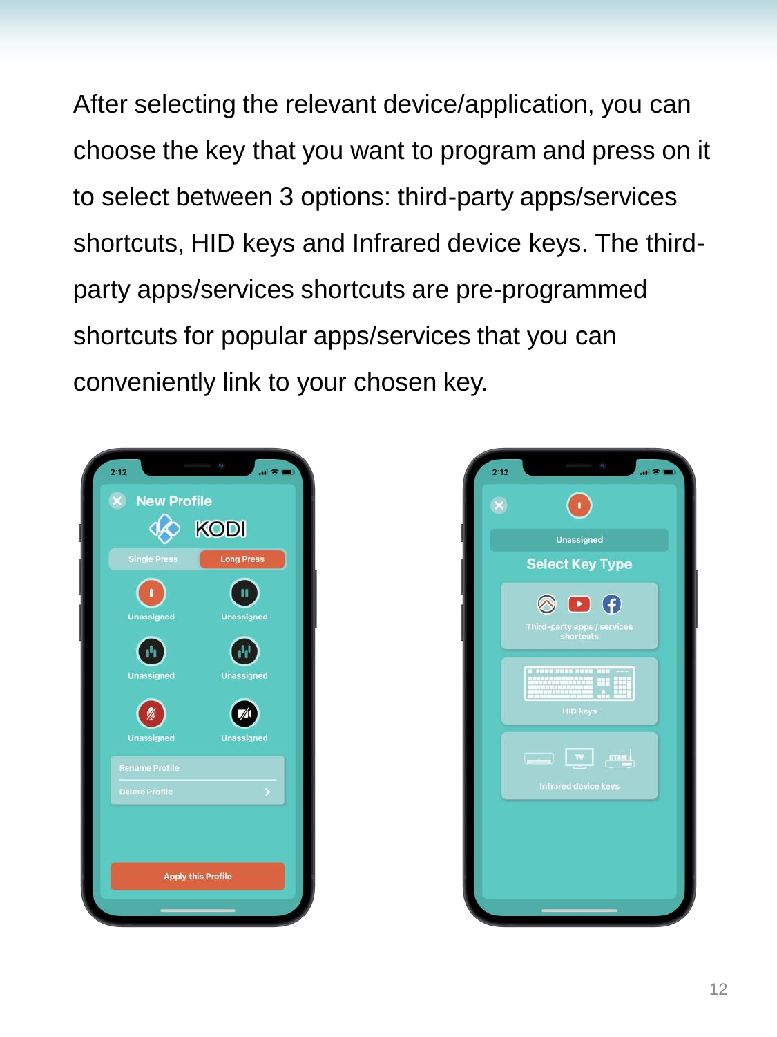After selecting the relevant device/application, you can choose the key that you want to program and press on it to select between 3 options: third-party apps/services shortcuts, HID keys and Infrared device keys. The third-party apps/services shortcuts are pre-programmed shortcuts for popular apps/services that you can conveniently link to your chosen key.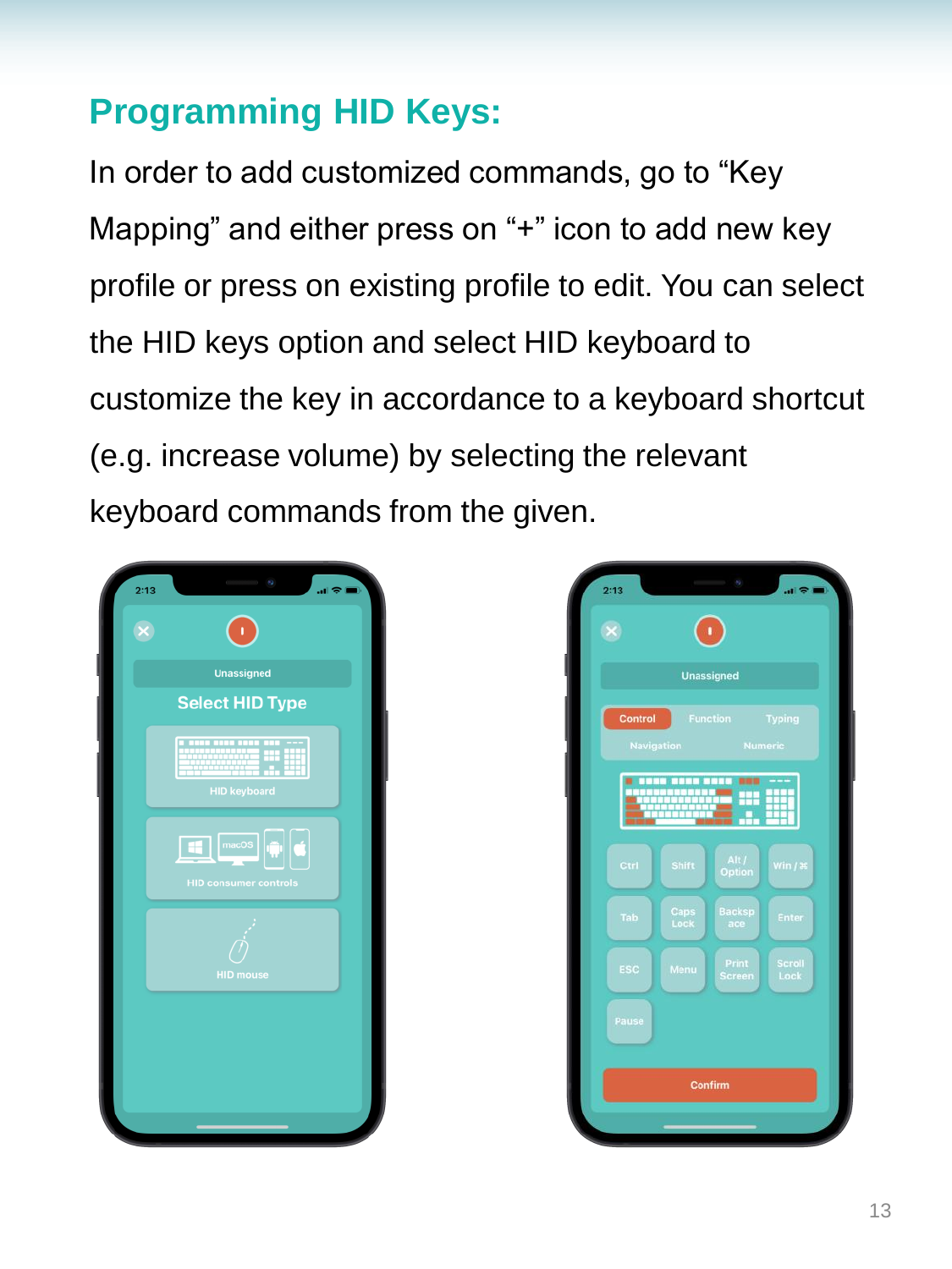## Programming HID Keys:

In order to add customized commands, go to “Key Mapping” and either press on “+” icon to add new key profile or press on existing profile to edit. You can select the HID keys option and select HID keyboard to customize the key in accordance to a keyboard shortcut (e.g. increase volume) by selecting the relevant keyboard commands from the given.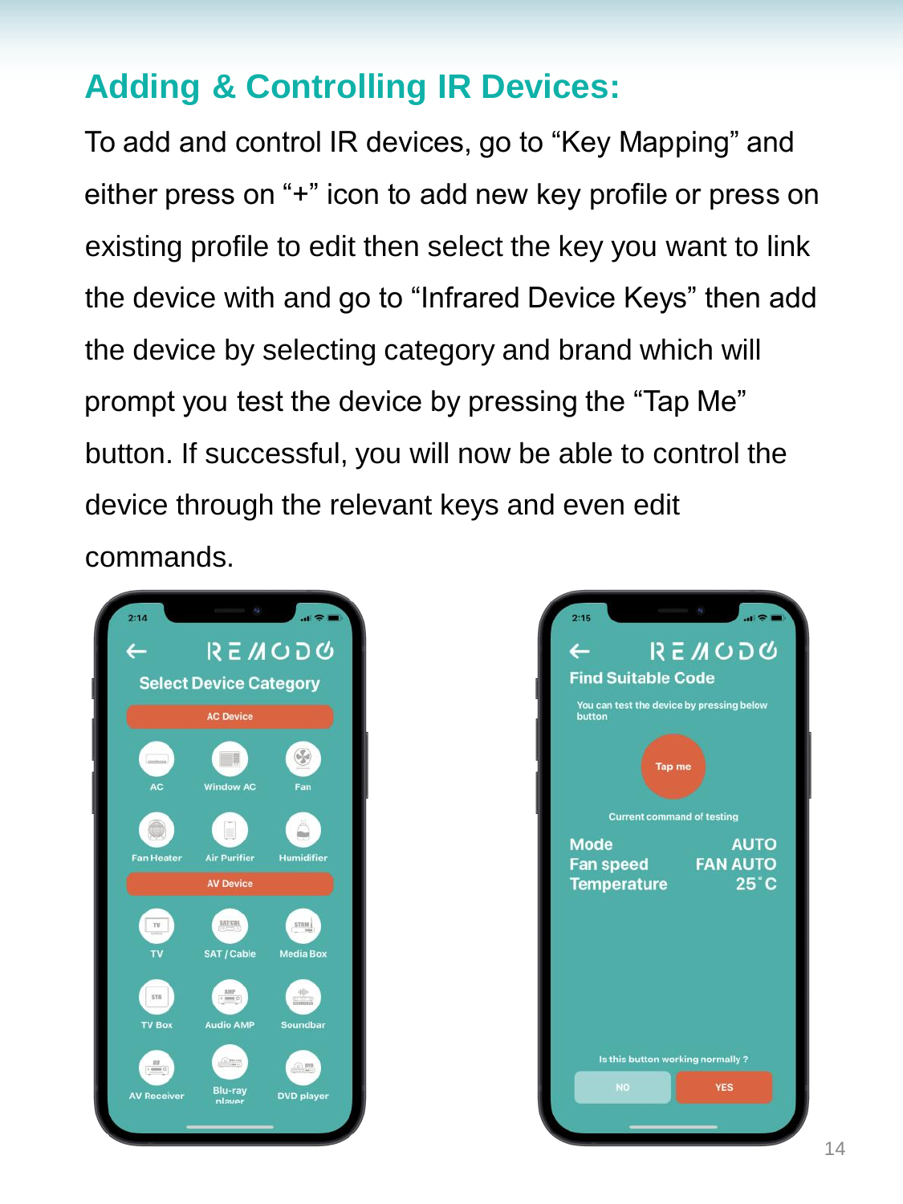## Adding & Controlling IR Devices:

To add and control IR devices, go to “Key Mapping” and either press on “+” icon to add new key profile or press on existing profile to edit then select the key you want to link the device with and go to “Infrared Device Keys” then add the device by selecting category and brand which will prompt you test the device by pressing the “Tap Me” button. If successful, you will now be able to control the device through the relevant keys and even edit commands.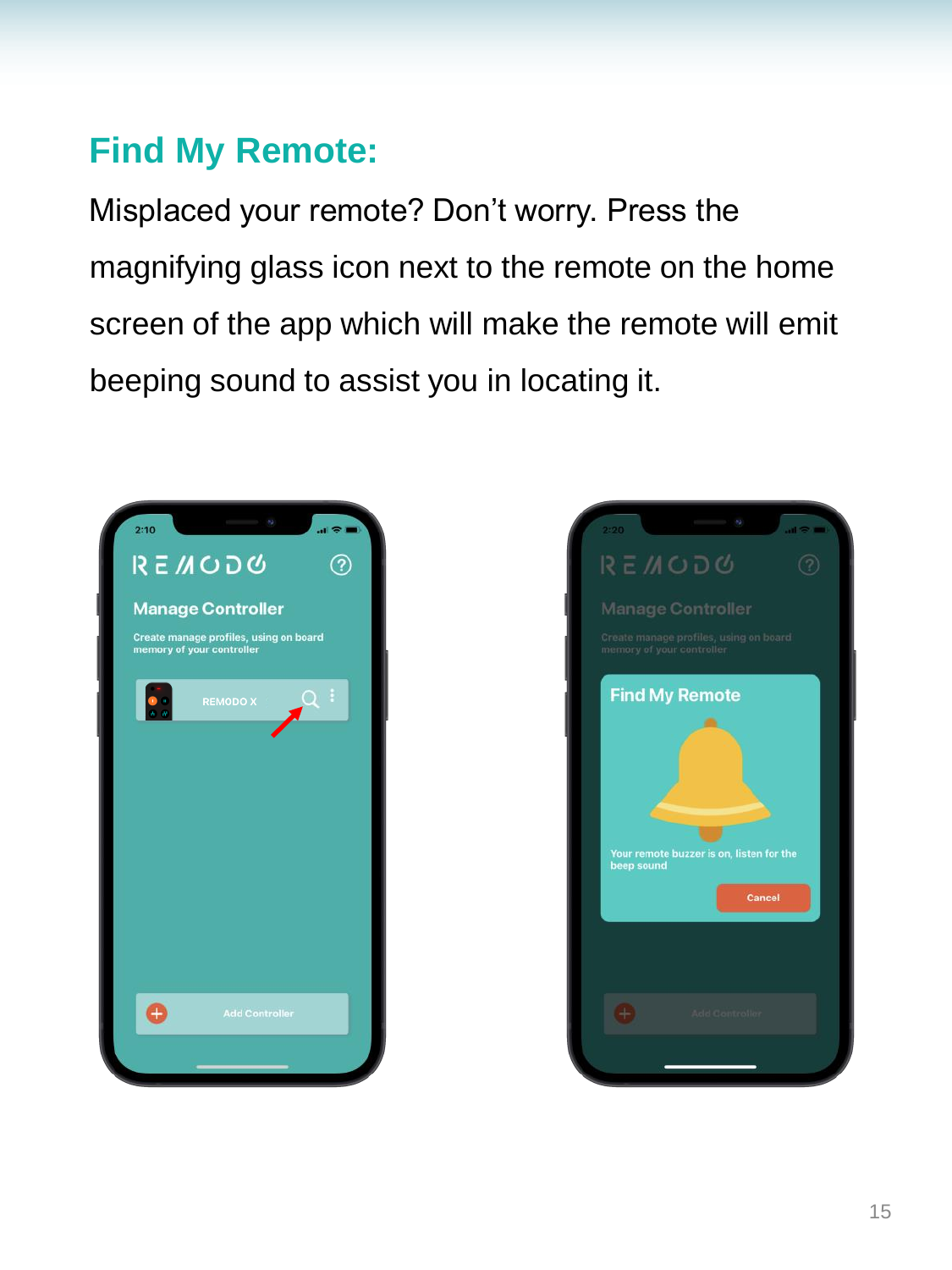## Find My Remote:

Misplaced your remote? Don't worry. Press the magnifying glass icon next to the remote on the home screen of the app which will make the remote will emit beeping sound to assist you in locating it.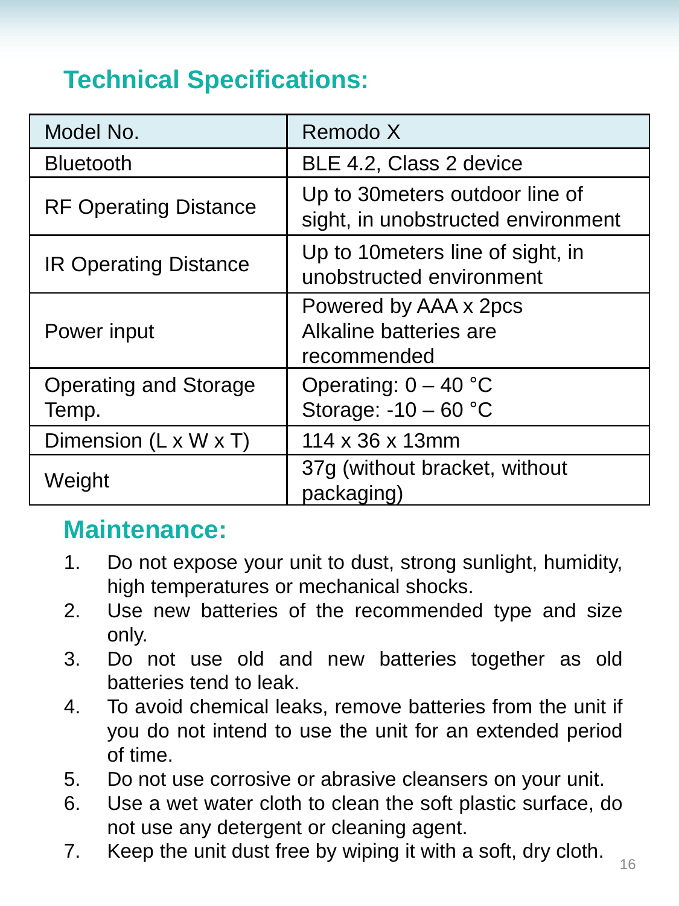## Technical Specifications:

| Model No. | Remodo X |
|---|---|
| Bluetooth | BLE 4.2, Class 2 device |
| RF Operating Distance | Up to 30meters outdoor line of sight, in unobstructed environment |
| IR Operating Distance | Up to 10meters line of sight, in unobstructed environment |
| Power input | Powered by AAA x 2pcs Alkaline batteries are recommended |
| Operating and Storage Temp. | Operating: 0 – 40 °C Storage: -10 – 60 °C |
| Dimension (L x W x T) | 114 x 36 x 13mm |
| Weight | 37g (without bracket, without packaging) |

## Maintenance:

1. Do not expose your unit to dust, strong sunlight, humidity, high temperatures or mechanical shocks.
2. Use new batteries of the recommended type and size only.
3. Do not use old and new batteries together as old batteries tend to leak.
4. To avoid chemical leaks, remove batteries from the unit if you do not intend to use the unit for an extended period of time.
5. Do not use corrosive or abrasive cleansers on your unit.
6. Use a wet water cloth to clean the soft plastic surface, do not use any detergent or cleaning agent.
7. Keep the unit dust free by wiping it with a soft, dry cloth.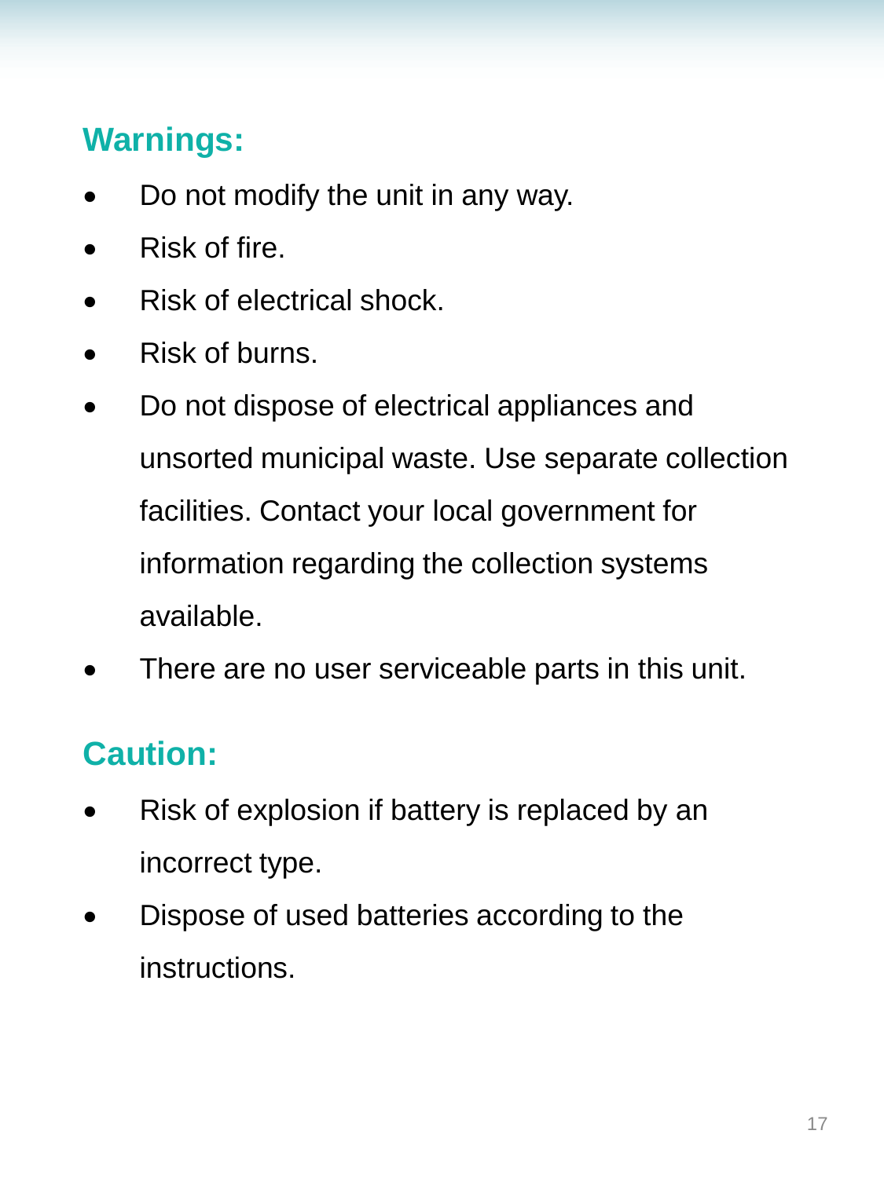## Warnings:

- Do not modify the unit in any way.
- Risk of fire.
- Risk of electrical shock.
- Risk of burns.
- Do not dispose of electrical appliances and unsorted municipal waste. Use separate collection facilities. Contact your local government for information regarding the collection systems available.
- There are no user serviceable parts in this unit.

## Caution:

- Risk of explosion if battery is replaced by an incorrect type.
- Dispose of used batteries according to the instructions.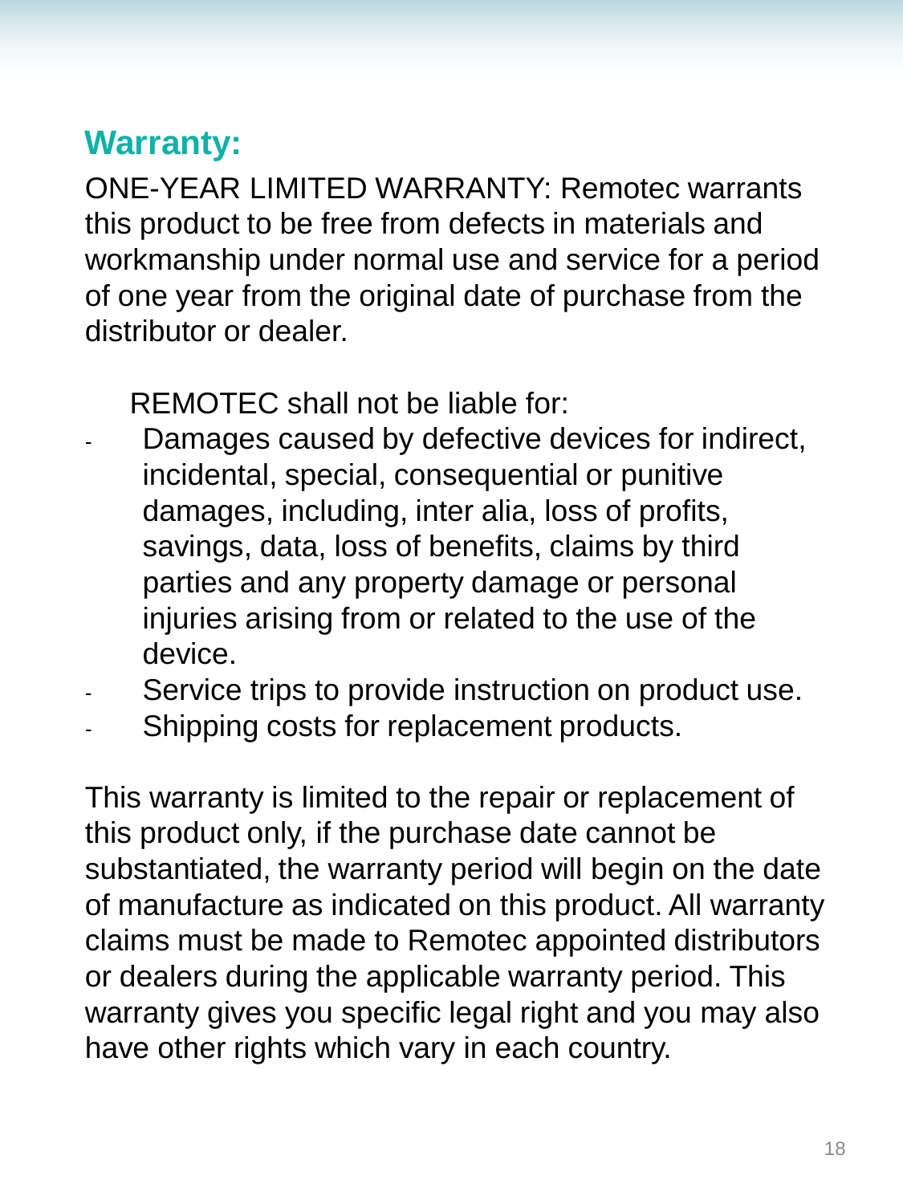## Warranty:

ONE-YEAR LIMITED WARRANTY: Remotec warrants this product to be free from defects in materials and workmanship under normal use and service for a period of one year from the original date of purchase from the distributor or dealer.

REMOTEC shall not be liable for:

- Damages caused by defective devices for indirect, incidental, special, consequential or punitive damages, including, inter alia, loss of profits, savings, data, loss of benefits, claims by third parties and any property damage or personal injuries arising from or related to the use of the device.
- Service trips to provide instruction on product use.
- Shipping costs for replacement products.

This warranty is limited to the repair or replacement of this product only, if the purchase date cannot be substantiated, the warranty period will begin on the date of manufacture as indicated on this product. All warranty claims must be made to Remotec appointed distributors or dealers during the applicable warranty period. This warranty gives you specific legal right and you may also have other rights which vary in each country.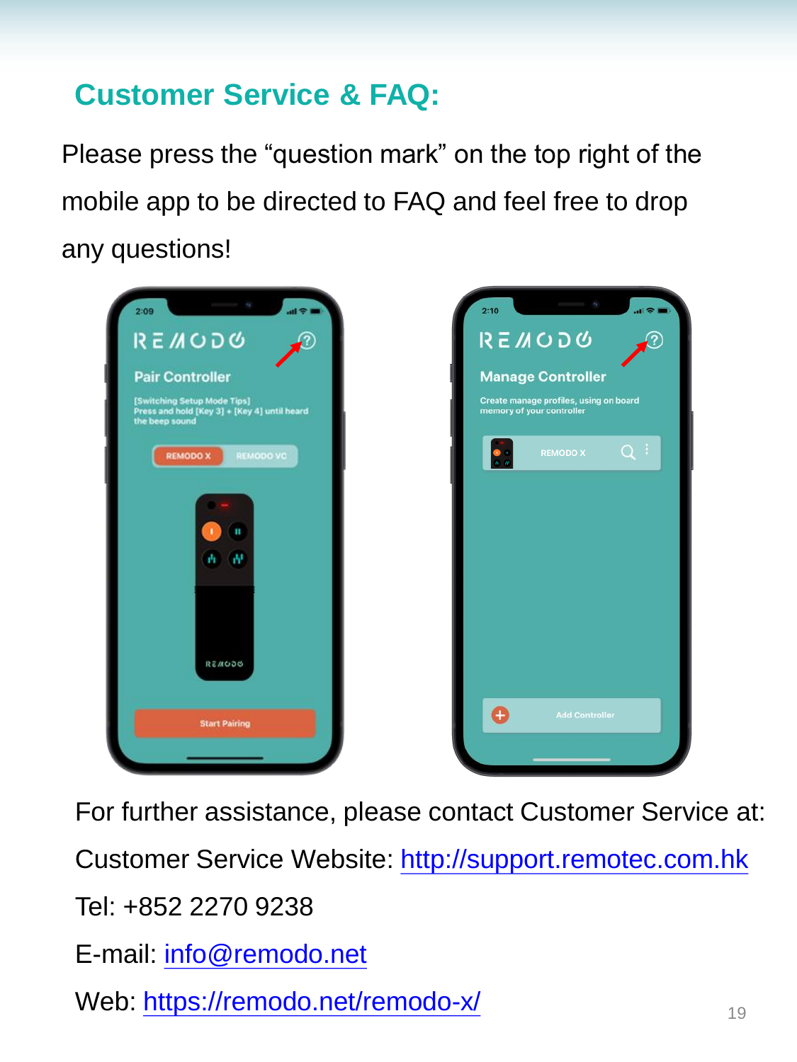## Customer Service & FAQ:

Please press the “question mark” on the top right of the mobile app to be directed to FAQ and feel free to drop any questions!

For further assistance, please contact Customer Service at:

Customer Service Website: http://support.remotec.com.hk

Tel: +852 2270 9238

E-mail: info@remodo.net

Web: https://remodo.net/remodo-x/